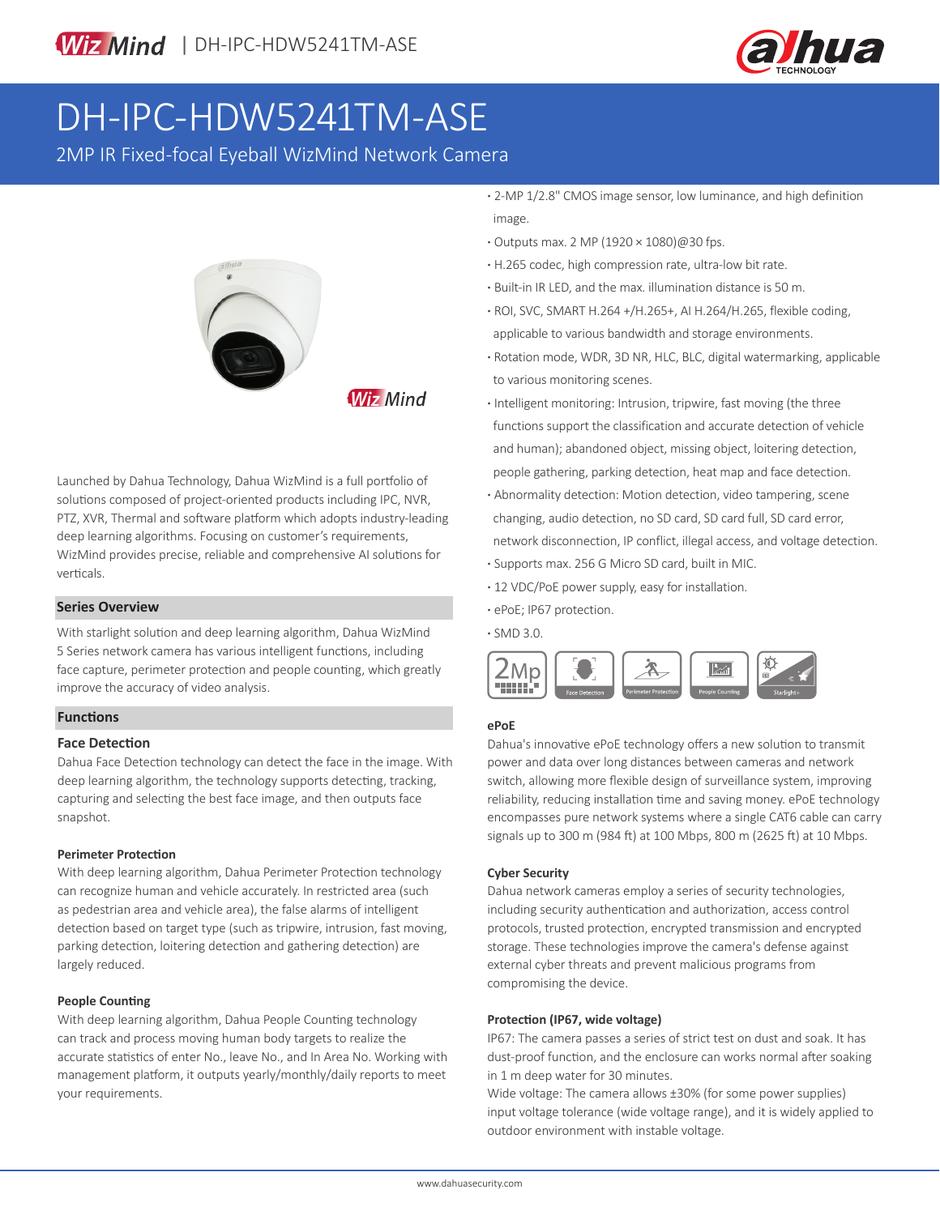WizMind | DH-IPC-HDW5241TM-ASE

# DH-IPC-HDW5241TM-ASE

2MP IR Fixed-focal Eyeball WizMind Network Camera

- 2-MP 1/2.8" CMOS image sensor, low luminance, and high definition image.
- Outputs max. 2 MP (1920 × 1080)@30 fps.
- H.265 codec, high compression rate, ultra-low bit rate.
- Built-in IR LED, and the max. illumination distance is 50 m.
- ROI, SVC, SMART H.264 +/H.265+, AI H.264/H.265, flexible coding, applicable to various bandwidth and storage environments.
- Rotation mode, WDR, 3D NR, HLC, BLC, digital watermarking, applicable to various monitoring scenes.
- Intelligent monitoring: Intrusion, tripwire, fast moving (the three functions support the classification and accurate detection of vehicle and human); abandoned object, missing object, loitering detection, people gathering, parking detection, heat map and face detection.
- Abnormality detection: Motion detection, video tampering, scene changing, audio detection, no SD card, SD card full, SD card error, network disconnection, IP conflict, illegal access, and voltage detection.
- Supports max. 256 G Micro SD card, built in MIC.
- 12 VDC/PoE power supply, easy for installation.
- ePoE; IP67 protection.
- SMD 3.0.

2Mp | Face Detection | Perimeter Protection | People Counting | Starlight+

Launched by Dahua Technology, Dahua WizMind is a full portfolio of solutions composed of project-oriented products including IPC, NVR, PTZ, XVR, Thermal and software platform which adopts industry-leading deep learning algorithms. Focusing on customer's requirements, WizMind provides precise, reliable and comprehensive AI solutions for verticals.

## Series Overview

With starlight solution and deep learning algorithm, Dahua WizMind 5 Series network camera has various intelligent functions, including face capture, perimeter protection and people counting, which greatly improve the accuracy of video analysis.

## Functions

### Face Detection

Dahua Face Detection technology can detect the face in the image. With deep learning algorithm, the technology supports detecting, tracking, capturing and selecting the best face image, and then outputs face snapshot.

### Perimeter Protection

With deep learning algorithm, Dahua Perimeter Protection technology can recognize human and vehicle accurately. In restricted area (such as pedestrian area and vehicle area), the false alarms of intelligent detection based on target type (such as tripwire, intrusion, fast moving, parking detection, loitering detection and gathering detection) are largely reduced.

### People Counting

With deep learning algorithm, Dahua People Counting technology can track and process moving human body targets to realize the accurate statistics of enter No., leave No., and In Area No. Working with management platform, it outputs yearly/monthly/daily reports to meet your requirements.

### ePoE

Dahua's innovative ePoE technology offers a new solution to transmit power and data over long distances between cameras and network switch, allowing more flexible design of surveillance system, improving reliability, reducing installation time and saving money. ePoE technology encompasses pure network systems where a single CAT6 cable can carry signals up to 300 m (984 ft) at 100 Mbps, 800 m (2625 ft) at 10 Mbps.

### Cyber Security

Dahua network cameras employ a series of security technologies, including security authentication and authorization, access control protocols, trusted protection, encrypted transmission and encrypted storage. These technologies improve the camera's defense against external cyber threats and prevent malicious programs from compromising the device.

### Protection (IP67, wide voltage)

IP67: The camera passes a series of strict test on dust and soak. It has dust-proof function, and the enclosure can works normal after soaking in 1 m deep water for 30 minutes.

Wide voltage: The camera allows ±30% (for some power supplies) input voltage tolerance (wide voltage range), and it is widely applied to outdoor environment with instable voltage.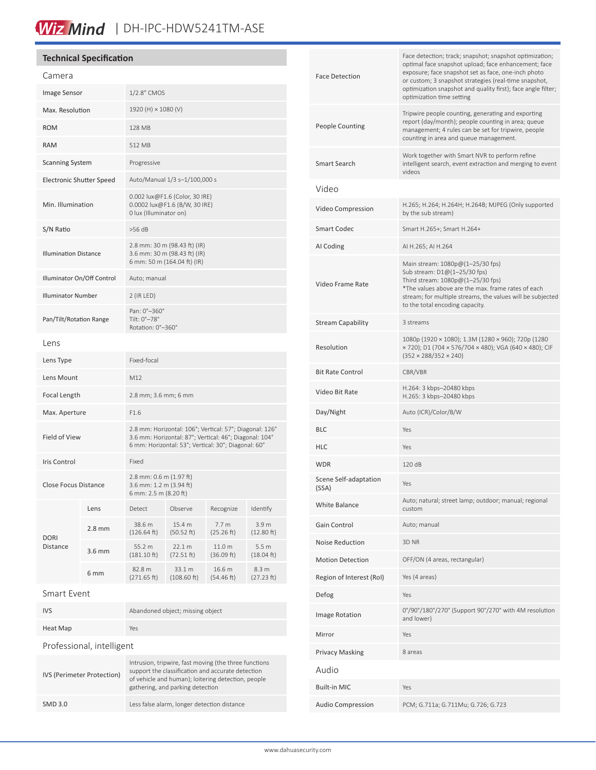## Technical Specification

### Camera

| | |
|---|---|
| Image Sensor | 1/2.8" CMOS |
| Max. Resolution | 1920 (H) × 1080 (V) |
| ROM | 128 MB |
| RAM | 512 MB |
| Scanning System | Progressive |
| Electronic Shutter Speed | Auto/Manual 1/3 s–1/100,000 s |
| Min. Illumination | 0.002 lux@F1.6 (Color, 30 IRE)<br>0.0002 lux@F1.6 (B/W, 30 IRE)<br>0 lux (Illuminator on) |
| S/N Ratio | >56 dB |
| Illumination Distance | 2.8 mm: 30 m (98.43 ft) (IR)<br>3.6 mm: 30 m (98.43 ft) (IR)<br>6 mm: 50 m (164.04 ft) (IR) |
| Illuminator On/Off Control | Auto; manual |
| Illuminator Number | 2 (IR LED) |
| Pan/Tilt/Rotation Range | Pan: 0°–360°<br>Tilt: 0°–78°<br>Rotation: 0°–360° |

### Lens

| | |
|---|---|
| Lens Type | Fixed-focal |
| Lens Mount | M12 |
| Focal Length | 2.8 mm; 3.6 mm; 6 mm |
| Max. Aperture | F1.6 |
| Field of View | 2.8 mm: Horizontal: 106°; Vertical: 57°; Diagonal: 126°<br>3.6 mm: Horizontal: 87°; Vertical: 46°; Diagonal: 104°<br>6 mm: Horizontal: 53°; Vertical: 30°; Diagonal: 60° |
| Iris Control | Fixed |
| Close Focus Distance | 2.8 mm: 0.6 m (1.97 ft)<br>3.6 mm: 1.2 m (3.94 ft)<br>6 mm: 2.5 m (8.20 ft) |

| DORI Distance | Lens | Detect | Observe | Recognize | Identify |
|---|---|---|---|---|---|
| | 2.8 mm | 38.6 m (126.64 ft) | 15.4 m (50.52 ft) | 7.7 m (25.26 ft) | 3.9 m (12.80 ft) |
| | 3.6 mm | 55.2 m (181.10 ft) | 22.1 m (72.51 ft) | 11.0 m (36.09 ft) | 5.5 m (18.04 ft) |
| | 6 mm | 82.8 m (271.65 ft) | 33.1 m (108.60 ft) | 16.6 m (54.46 ft) | 8.3 m (27.23 ft) |

### Smart Event

| | |
|---|---|
| IVS | Abandoned object; missing object |
| Heat Map | Yes |

### Professional, intelligent

| | |
|---|---|
| IVS (Perimeter Protection) | Intrusion, tripwire, fast moving (the three functions support the classification and accurate detection of vehicle and human); loitering detection, people gathering, and parking detection |
| SMD 3.0 | Less false alarm, longer detection distance |
| Face Detection | Face detection; track; snapshot; snapshot optimization; optimal face snapshot upload; face enhancement; face exposure; face snapshot set as face, one-inch photo or custom; 3 snapshot strategies (real-time snapshot, optimization snapshot and quality first); face angle filter; optimization time setting |
| People Counting | Tripwire people counting, generating and exporting report (day/month); people counting in area; queue management; 4 rules can be set for tripwire, people counting in area and queue management. |
| Smart Search | Work together with Smart NVR to perform refine intelligent search, event extraction and merging to event videos |

### Video

| | |
|---|---|
| Video Compression | H.265; H.264; H.264H; H.264B; MJPEG (Only supported by the sub stream) |
| Smart Codec | Smart H.265+; Smart H.264+ |
| AI Coding | AI H.265; AI H.264 |
| Video Frame Rate | Main stream: 1080p@(1–25/30 fps)<br>Sub stream: D1@(1–25/30 fps)<br>Third stream: 1080p@(1–25/30 fps)<br>*The values above are the max. frame rates of each stream; for multiple streams, the values will be subjected to the total encoding capacity. |
| Stream Capability | 3 streams |
| Resolution | 1080p (1920 × 1080); 1.3M (1280 × 960); 720p (1280 × 720); D1 (704 × 576/704 × 480); VGA (640 × 480); CIF (352 × 288/352 × 240) |
| Bit Rate Control | CBR/VBR |
| Video Bit Rate | H.264: 3 kbps–20480 kbps<br>H.265: 3 kbps–20480 kbps |
| Day/Night | Auto (ICR)/Color/B/W |
| BLC | Yes |
| HLC | Yes |
| WDR | 120 dB |
| Scene Self-adaptation (SSA) | Yes |
| White Balance | Auto; natural; street lamp; outdoor; manual; regional custom |
| Gain Control | Auto; manual |
| Noise Reduction | 3D NR |
| Motion Detection | OFF/ON (4 areas, rectangular) |
| Region of Interest (RoI) | Yes (4 areas) |
| Defog | Yes |
| Image Rotation | 0°/90°/180°/270° (Support 90°/270° with 4M resolution and lower) |
| Mirror | Yes |
| Privacy Masking | 8 areas |

### Audio

| | |
|---|---|
| Built-in MIC | Yes |
| Audio Compression | PCM; G.711a; G.711Mu; G.726; G.723 |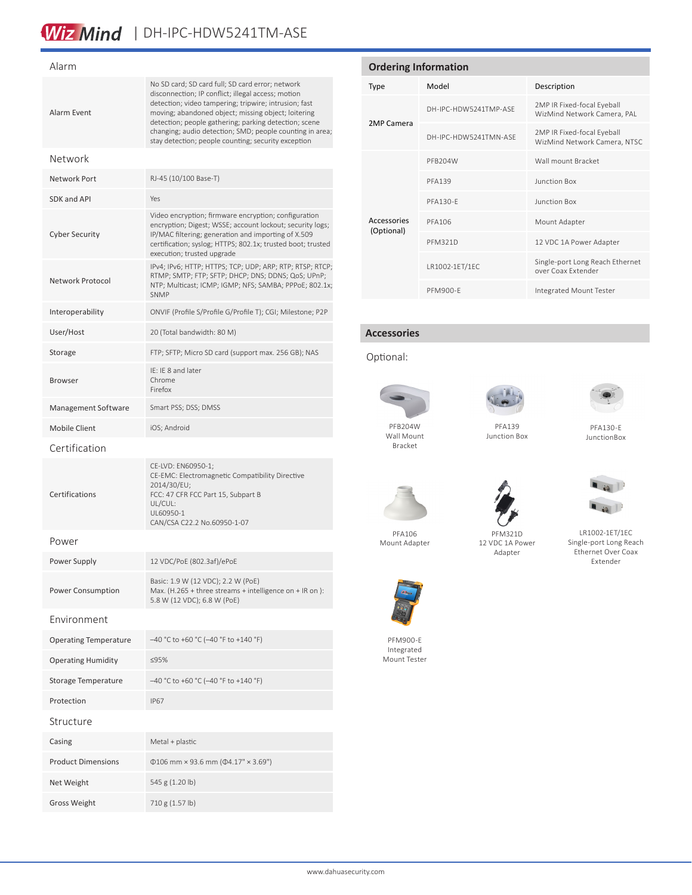# WizMind | DH-IPC-HDW5241TM-ASE

## Alarm

| | |
|---|---|
| Alarm Event | No SD card; SD card full; SD card error; network disconnection; IP conflict; illegal access; motion detection; video tampering; tripwire; intrusion; fast moving; abandoned object; missing object; loitering detection; people gathering; parking detection; scene changing; audio detection; SMD; people counting in area; stay detection; people counting; security exception |

## Network

| | |
|---|---|
| Network Port | RJ-45 (10/100 Base-T) |
| SDK and API | Yes |
| Cyber Security | Video encryption; firmware encryption; configuration encryption; Digest; WSSE; account lockout; security logs; IP/MAC filtering; generation and importing of X.509 certification; syslog; HTTPS; 802.1x; trusted boot; trusted execution; trusted upgrade |
| Network Protocol | IPv4; IPv6; HTTP; HTTPS; TCP; UDP; ARP; RTP; RTSP; RTCP; RTMP; SMTP; FTP; SFTP; DHCP; DNS; DDNS; QoS; UPnP; NTP; Multicast; ICMP; IGMP; NFS; SAMBA; PPPoE; 802.1x; SNMP |
| Interoperability | ONVIF (Profile S/Profile G/Profile T); CGI; Milestone; P2P |
| User/Host | 20 (Total bandwidth: 80 M) |
| Storage | FTP; SFTP; Micro SD card (support max. 256 GB); NAS |
| Browser | IE: IE 8 and later<br>Chrome<br>Firefox |
| Management Software | Smart PSS; DSS; DMSS |
| Mobile Client | iOS; Android |

## Certification

| | |
|---|---|
| Certifications | CE-LVD: EN60950-1;<br>CE-EMC: Electromagnetic Compatibility Directive 2014/30/EU;<br>FCC: 47 CFR FCC Part 15, Subpart B<br>UL/CUL:<br>UL60950-1<br>CAN/CSA C22.2 No.60950-1-07 |

## Power

| | |
|---|---|
| Power Supply | 12 VDC/PoE (802.3af)/ePoE |
| Power Consumption | Basic: 1.9 W (12 VDC); 2.2 W (PoE)<br>Max. (H.265 + three streams + intelligence on + IR on ): 5.8 W (12 VDC); 6.8 W (PoE) |

## Environment

| | |
|---|---|
| Operating Temperature | –40 °C to +60 °C (–40 °F to +140 °F) |
| Operating Humidity | ≤95% |
| Storage Temperature | –40 °C to +60 °C (–40 °F to +140 °F) |
| Protection | IP67 |

## Structure

| | |
|---|---|
| Casing | Metal + plastic |
| Product Dimensions | Φ106 mm × 93.6 mm (Φ4.17" × 3.69") |
| Net Weight | 545 g (1.20 lb) |
| Gross Weight | 710 g (1.57 lb) |

## Ordering Information

| Type | Model | Description |
|---|---|---|
| 2MP Camera | DH-IPC-HDW5241TMP-ASE | 2MP IR Fixed-focal Eyeball WizMind Network Camera, PAL |
| | DH-IPC-HDW5241TMN-ASE | 2MP IR Fixed-focal Eyeball WizMind Network Camera, NTSC |
| Accessories (Optional) | PFB204W | Wall mount Bracket |
| | PFA139 | Junction Box |
| | PFA130-E | Junction Box |
| | PFA106 | Mount Adapter |
| | PFM321D | 12 VDC 1A Power Adapter |
| | LR1002-1ET/1EC | Single-port Long Reach Ethernet over Coax Extender |
| | PFM900-E | Integrated Mount Tester |

## Accessories

Optional:

PFB204W Wall Mount Bracket

PFA139 Junction Box

PFA130-E JunctionBox

PFA106 Mount Adapter

PFM321D 12 VDC 1A Power Adapter

LR1002-1ET/1EC Single-port Long Reach Ethernet Over Coax Extender

PFM900-E Integrated Mount Tester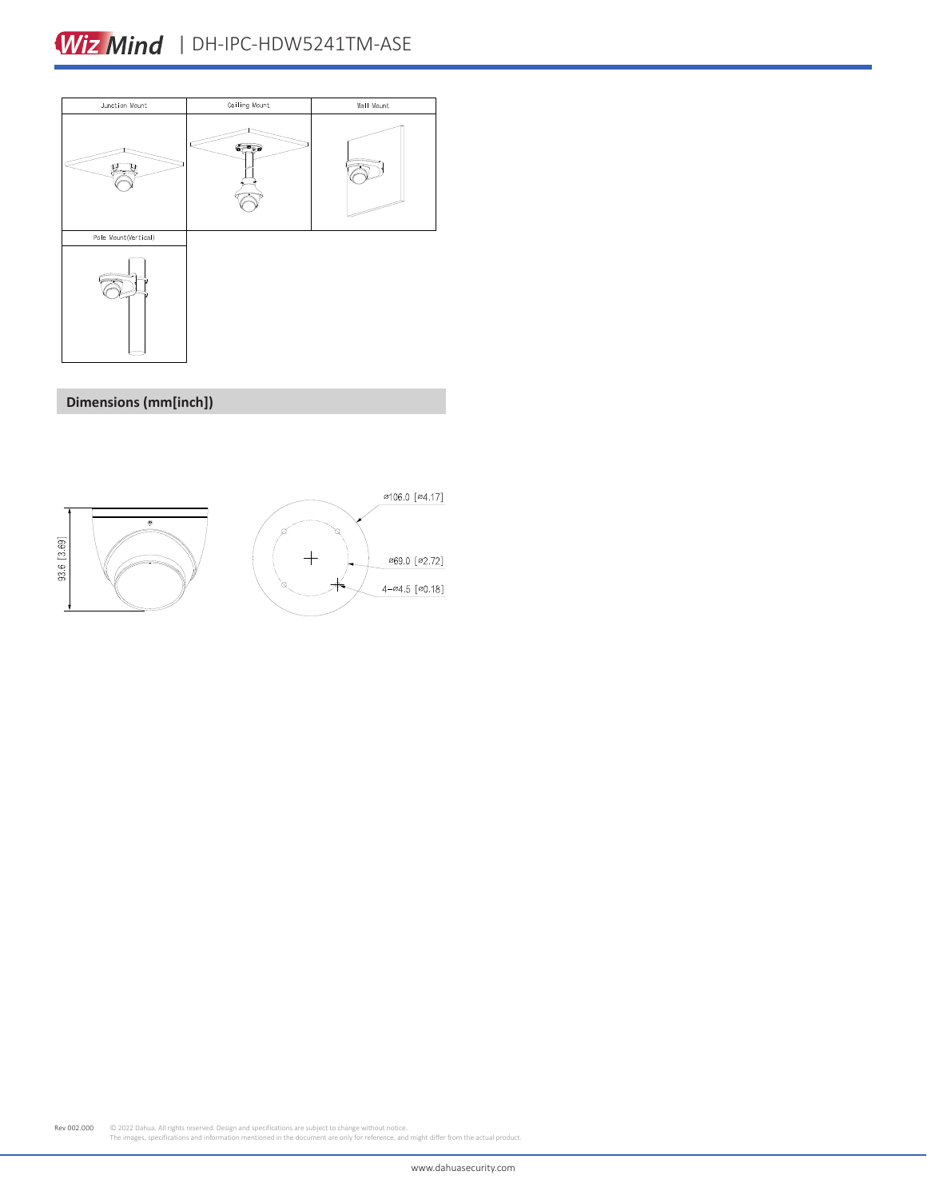| Junction Mount | Ceiling Mount | Wall Mount |
| --- | --- | --- |
| | | |
| Pole Mount(Vertical) | | |
| | | |

## Dimensions (mm[inch])

93.6 [3.69]

Ø106.0 [Ø4.17]

Ø69.0 [Ø2.72]

4–Ø4.5 [Ø0.18]

Rev 002.000

© 2022 Dahua. All rights reserved. Design and specifications are subject to change without notice.
The images, specifications and information mentioned in the document are only for reference, and might differ from the actual product.